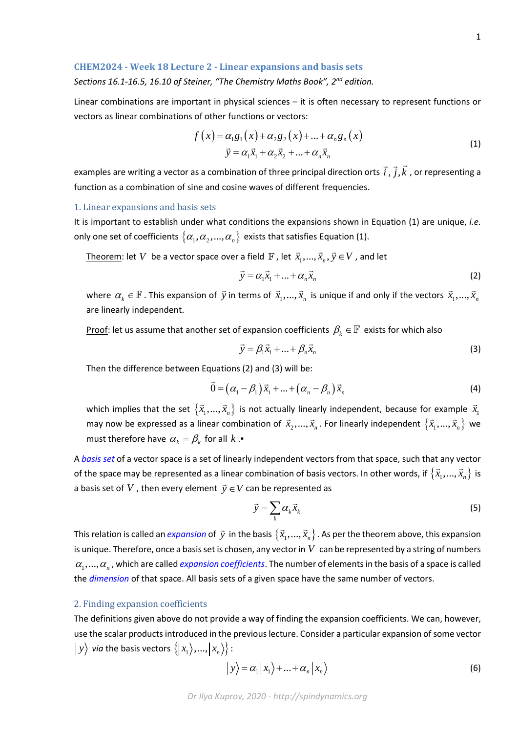## CHEM2024 - Week 18 Lecture 2 - Linear expansions and basis sets

*Sections 16.1-16.5, 16.10 of Steiner, "The Chemistry Maths Book", 2nd edition.*

Linear combinations are important in physical sciences – it is often necessary to represent functions or vectors as linear combinations of other functions or vectors:

$$f(x) = \alpha_1 g_1(x) + \alpha_2 g_2(x) + \ldots + \alpha_n g_n(x)$$
$$\vec{y} = \alpha_1 \vec{x}_1 + \alpha_2 \vec{x}_2 + \ldots + \alpha_n \vec{x}_n \tag{1}$$

examples are writing a vector as a combination of three principal direction orts $\vec{i}$, $\vec{j}, \vec{k}$, or representing a function as a combination of sine and cosine waves of different frequencies.

### 1. Linear expansions and basis sets

It is important to establish under what conditions the expansions shown in Equation (1) are unique, *i.e.* only one set of coefficients $\{\alpha_1, \alpha_2, \ldots, \alpha_n\}$ exists that satisfies Equation (1).

Theorem: let $V$ be a vector space over a field $\mathbb{F}$, let $\vec{x}_1, \ldots, \vec{x}_n, \vec{y} \in V$, and let

$$\vec{y} = \alpha_1 \vec{x}_1 + \ldots + \alpha_n \vec{x}_n \tag{2}$$

where $\alpha_k \in \mathbb{F}$. This expansion of $\vec{y}$ in terms of $\vec{x}_1, \ldots, \vec{x}_n$ is unique if and only if the vectors $\vec{x}_1, \ldots, \vec{x}_n$ are linearly independent.

Proof: let us assume that another set of expansion coefficients $\beta_k \in \mathbb{F}$ exists for which also

$$\vec{y} = \beta_1 \vec{x}_1 + \ldots + \beta_n \vec{x}_n \tag{3}$$

Then the difference between Equations (2) and (3) will be:

$$\vec{0} = (\alpha_1 - \beta_1)\vec{x}_1 + \ldots + (\alpha_n - \beta_n)\vec{x}_n \tag{4}$$

which implies that the set $\{\vec{x}_1, \ldots, \vec{x}_n\}$ is not actually linearly independent, because for example $\vec{x}_1$ may now be expressed as a linear combination of $\vec{x}_2, \ldots, \vec{x}_n$. For linearly independent $\{\vec{x}_1, \ldots, \vec{x}_n\}$ we must therefore have $\alpha_k = \beta_k$ for all $k$.▪

A *basis set* of a vector space is a set of linearly independent vectors from that space, such that any vector of the space may be represented as a linear combination of basis vectors. In other words, if $\{\vec{x}_1, \ldots, \vec{x}_n\}$ is a basis set of $V$, then every element $\vec{y} \in V$ can be represented as

$$\vec{y} = \sum_k \alpha_k \vec{x}_k \tag{5}$$

This relation is called an *expansion* of $\vec{y}$ in the basis $\{\vec{x}_1, \ldots, \vec{x}_n\}$. As per the theorem above, this expansion is unique. Therefore, once a basis set is chosen, any vector in $V$ can be represented by a string of numbers $\alpha_1, \ldots, \alpha_n$, which are called *expansion coefficients*. The number of elements in the basis of a space is called the *dimension* of that space. All basis sets of a given space have the same number of vectors.

### 2. Finding expansion coefficients

The definitions given above do not provide a way of finding the expansion coefficients. We can, however, use the scalar products introduced in the previous lecture. Consider a particular expansion of some vector $|y\rangle$ *via* the basis vectors $\{|x_1\rangle, \ldots, |x_n\rangle\}$:

$$|y\rangle = \alpha_1 |x_1\rangle + \ldots + \alpha_n |x_n\rangle \tag{6}$$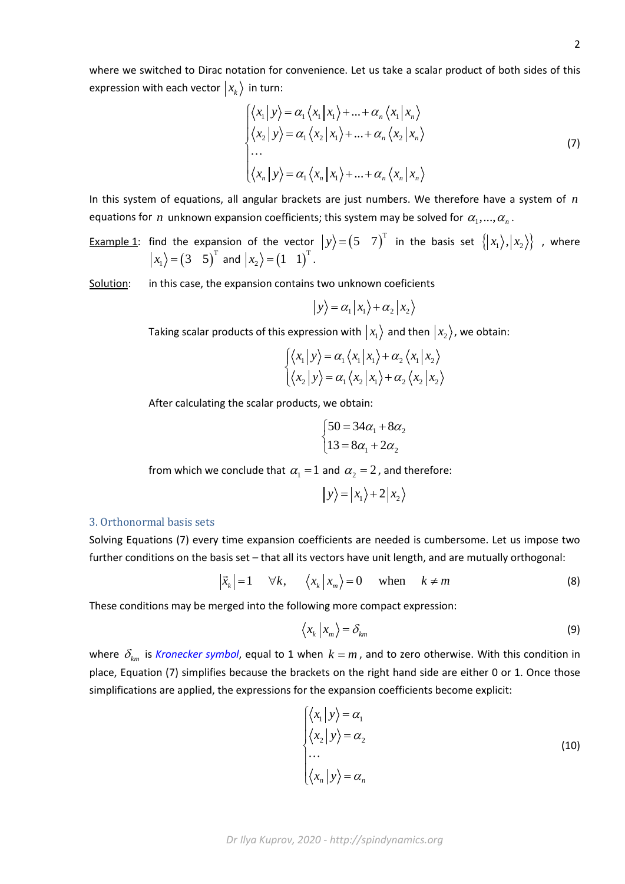where we switched to Dirac notation for convenience. Let us take a scalar product of both sides of this expression with each vector $|x_k\rangle$ in turn:

$$\begin{cases} \langle x_1|y\rangle = \alpha_1\langle x_1|x_1\rangle + ... + \alpha_n\langle x_1|x_n\rangle \\ \langle x_2|y\rangle = \alpha_1\langle x_2|x_1\rangle + ... + \alpha_n\langle x_2|x_n\rangle \\ \dots \\ \langle x_n|y\rangle = \alpha_1\langle x_n|x_1\rangle + ... + \alpha_n\langle x_n|x_n\rangle \end{cases} \tag{7}$$

In this system of equations, all angular brackets are just numbers. We therefore have a system of $n$ equations for $n$ unknown expansion coefficients; this system may be solved for $\alpha_1, ..., \alpha_n$.

<u>Example 1</u>: find the expansion of the vector $|y\rangle = \begin{pmatrix} 5 & 7 \end{pmatrix}^{\mathrm{T}}$ in the basis set $\{|x_1\rangle, |x_2\rangle\}$, where $|x_1\rangle = \begin{pmatrix} 3 & 5 \end{pmatrix}^{\mathrm{T}}$ and $|x_2\rangle = \begin{pmatrix} 1 & 1 \end{pmatrix}^{\mathrm{T}}$.

<u>Solution</u>: in this case, the expansion contains two unknown coeficients

$$|y\rangle = \alpha_1|x_1\rangle + \alpha_2|x_2\rangle$$

Taking scalar products of this expression with $|x_1\rangle$ and then $|x_2\rangle$, we obtain:

$$\begin{cases} \langle x_1|y\rangle = \alpha_1\langle x_1|x_1\rangle + \alpha_2\langle x_1|x_2\rangle \\ \langle x_2|y\rangle = \alpha_1\langle x_2|x_1\rangle + \alpha_2\langle x_2|x_2\rangle \end{cases}$$

After calculating the scalar products, we obtain:

$$\begin{cases} 50 = 34\alpha_1 + 8\alpha_2 \\ 13 = 8\alpha_1 + 2\alpha_2 \end{cases}$$

from which we conclude that $\alpha_1 = 1$ and $\alpha_2 = 2$, and therefore:

$$|y\rangle = |x_1\rangle + 2|x_2\rangle$$

## 3. Orthonormal basis sets

Solving Equations (7) every time expansion coefficients are needed is cumbersome. Let us impose two further conditions on the basis set – that all its vectors have unit length, and are mutually orthogonal:

$$|\vec{x}_k| = 1 \quad \forall k, \qquad \langle x_k|x_m\rangle = 0 \quad \text{when} \quad k \neq m \tag{8}$$

These conditions may be merged into the following more compact expression:

$$\langle x_k|x_m\rangle = \delta_{km} \tag{9}$$

where $\delta_{km}$ is *Kronecker symbol*, equal to 1 when $k = m$, and to zero otherwise. With this condition in place, Equation (7) simplifies because the brackets on the right hand side are either 0 or 1. Once those simplifications are applied, the expressions for the expansion coefficients become explicit:

$$\begin{cases} \langle x_1|y\rangle = \alpha_1 \\ \langle x_2|y\rangle = \alpha_2 \\ \dots \\ \langle x_n|y\rangle = \alpha_n \end{cases} \tag{10}$$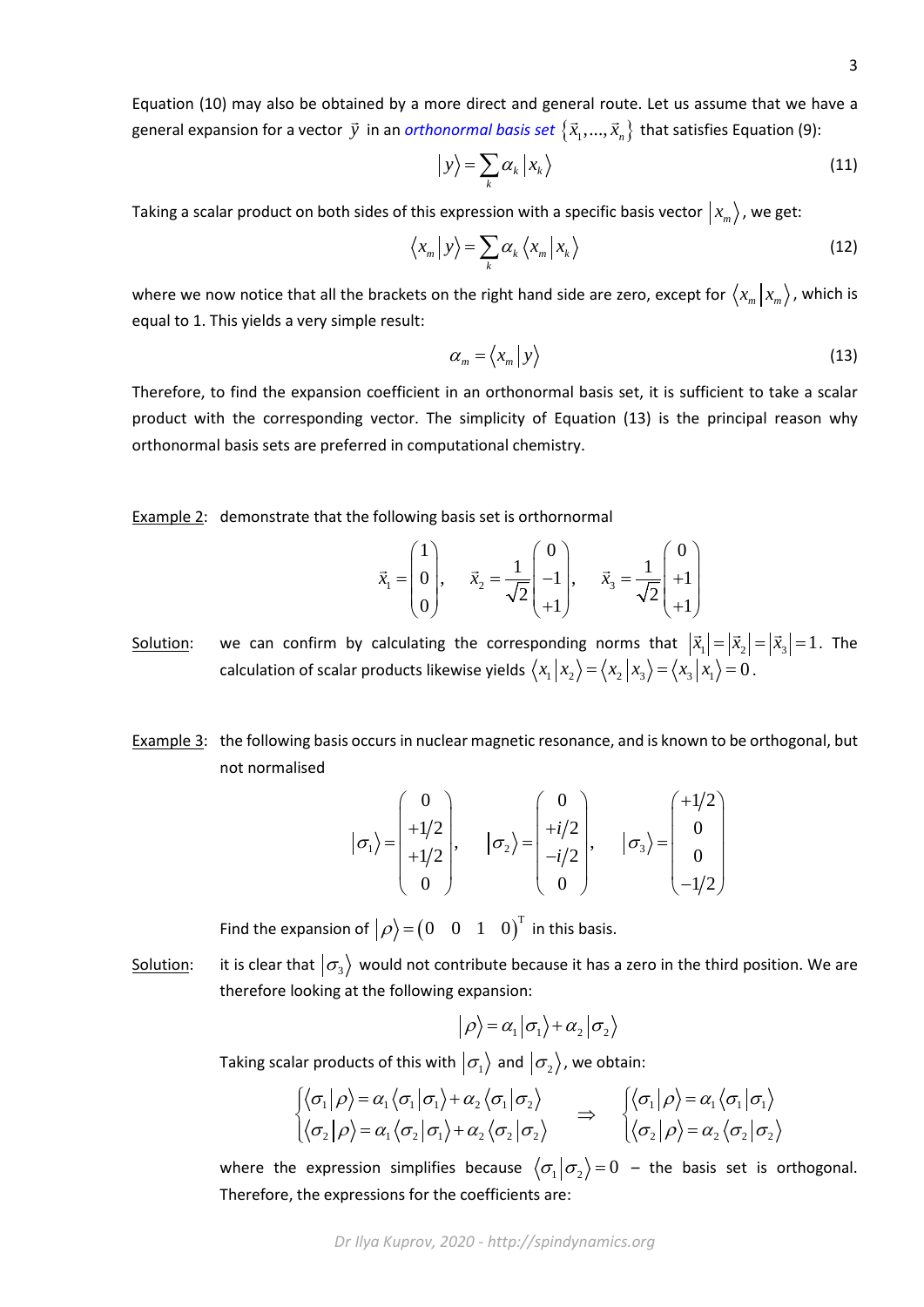Equation (10) may also be obtained by a more direct and general route. Let us assume that we have a general expansion for a vector $\vec{y}$ in an *orthonormal basis set* $\{\vec{x}_1,...,\vec{x}_n\}$ that satisfies Equation (9):

$$|y\rangle = \sum_k \alpha_k |x_k\rangle \tag{11}$$

Taking a scalar product on both sides of this expression with a specific basis vector $|x_m\rangle$, we get:

$$\langle x_m | y\rangle = \sum_k \alpha_k \langle x_m | x_k\rangle \tag{12}$$

where we now notice that all the brackets on the right hand side are zero, except for $\langle x_m | x_m\rangle$, which is equal to 1. This yields a very simple result:

$$\alpha_m = \langle x_m | y\rangle \tag{13}$$

Therefore, to find the expansion coefficient in an orthonormal basis set, it is sufficient to take a scalar product with the corresponding vector. The simplicity of Equation (13) is the principal reason why orthonormal basis sets are preferred in computational chemistry.

Example 2: demonstrate that the following basis set is orthornormal

$$\vec{x}_1 = \begin{pmatrix} 1 \\ 0 \\ 0 \end{pmatrix}, \quad \vec{x}_2 = \frac{1}{\sqrt{2}}\begin{pmatrix} 0 \\ -1 \\ +1 \end{pmatrix}, \quad \vec{x}_3 = \frac{1}{\sqrt{2}}\begin{pmatrix} 0 \\ +1 \\ +1 \end{pmatrix}$$

Solution: we can confirm by calculating the corresponding norms that $|\vec{x}_1| = |\vec{x}_2| = |\vec{x}_3| = 1$. The calculation of scalar products likewise yields $\langle x_1 | x_2\rangle = \langle x_2 | x_3\rangle = \langle x_3 | x_1\rangle = 0$.

Example 3: the following basis occurs in nuclear magnetic resonance, and is known to be orthogonal, but not normalised

$$|\sigma_1\rangle = \begin{pmatrix} 0 \\ +1/2 \\ +1/2 \\ 0 \end{pmatrix}, \quad |\sigma_2\rangle = \begin{pmatrix} 0 \\ +i/2 \\ -i/2 \\ 0 \end{pmatrix}, \quad |\sigma_3\rangle = \begin{pmatrix} +1/2 \\ 0 \\ 0 \\ -1/2 \end{pmatrix}$$

Find the expansion of $|\rho\rangle = \begin{pmatrix} 0 & 0 & 1 & 0 \end{pmatrix}^{\mathrm{T}}$ in this basis.

Solution: it is clear that $|\sigma_3\rangle$ would not contribute because it has a zero in the third position. We are therefore looking at the following expansion:

$$|\rho\rangle = \alpha_1 |\sigma_1\rangle + \alpha_2 |\sigma_2\rangle$$

Taking scalar products of this with $|\sigma_1\rangle$ and $|\sigma_2\rangle$, we obtain:

$$\begin{cases} \langle \sigma_1 | \rho\rangle = \alpha_1 \langle \sigma_1 | \sigma_1\rangle + \alpha_2 \langle \sigma_1 | \sigma_2\rangle \\ \langle \sigma_2 | \rho\rangle = \alpha_1 \langle \sigma_2 | \sigma_1\rangle + \alpha_2 \langle \sigma_2 | \sigma_2\rangle \end{cases} \quad \Rightarrow \quad \begin{cases} \langle \sigma_1 | \rho\rangle = \alpha_1 \langle \sigma_1 | \sigma_1\rangle \\ \langle \sigma_2 | \rho\rangle = \alpha_2 \langle \sigma_2 | \sigma_2\rangle \end{cases}$$

where the expression simplifies because $\langle \sigma_1 | \sigma_2\rangle = 0$ – the basis set is orthogonal. Therefore, the expressions for the coefficients are: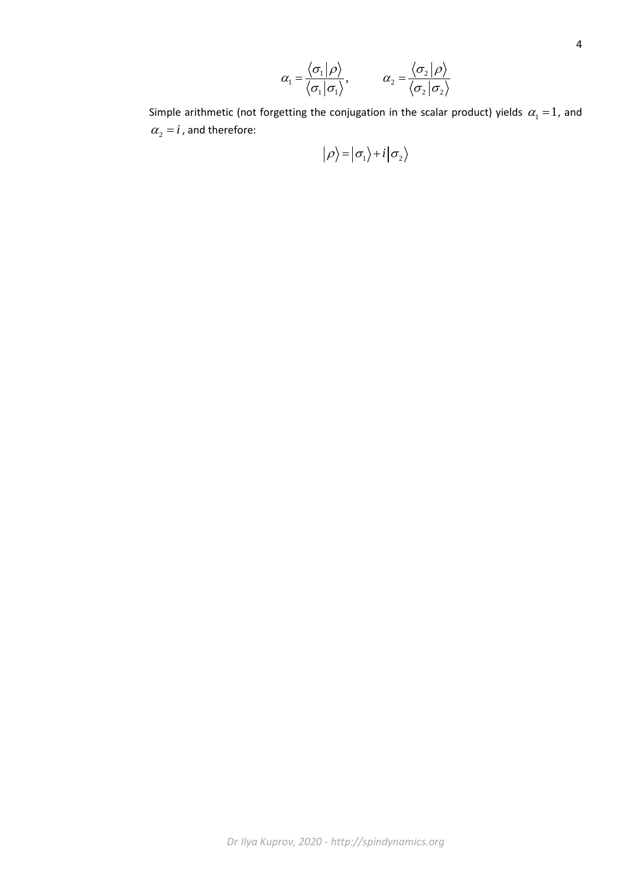$$\alpha_1 = \frac{\langle \sigma_1 | \rho \rangle}{\langle \sigma_1 | \sigma_1 \rangle}, \qquad \alpha_2 = \frac{\langle \sigma_2 | \rho \rangle}{\langle \sigma_2 | \sigma_2 \rangle}$$

Simple arithmetic (not forgetting the conjugation in the scalar product) yields $\alpha_1 = 1$, and $\alpha_2 = i$, and therefore:

$$|\rho\rangle = |\sigma_1\rangle + i|\sigma_2\rangle$$